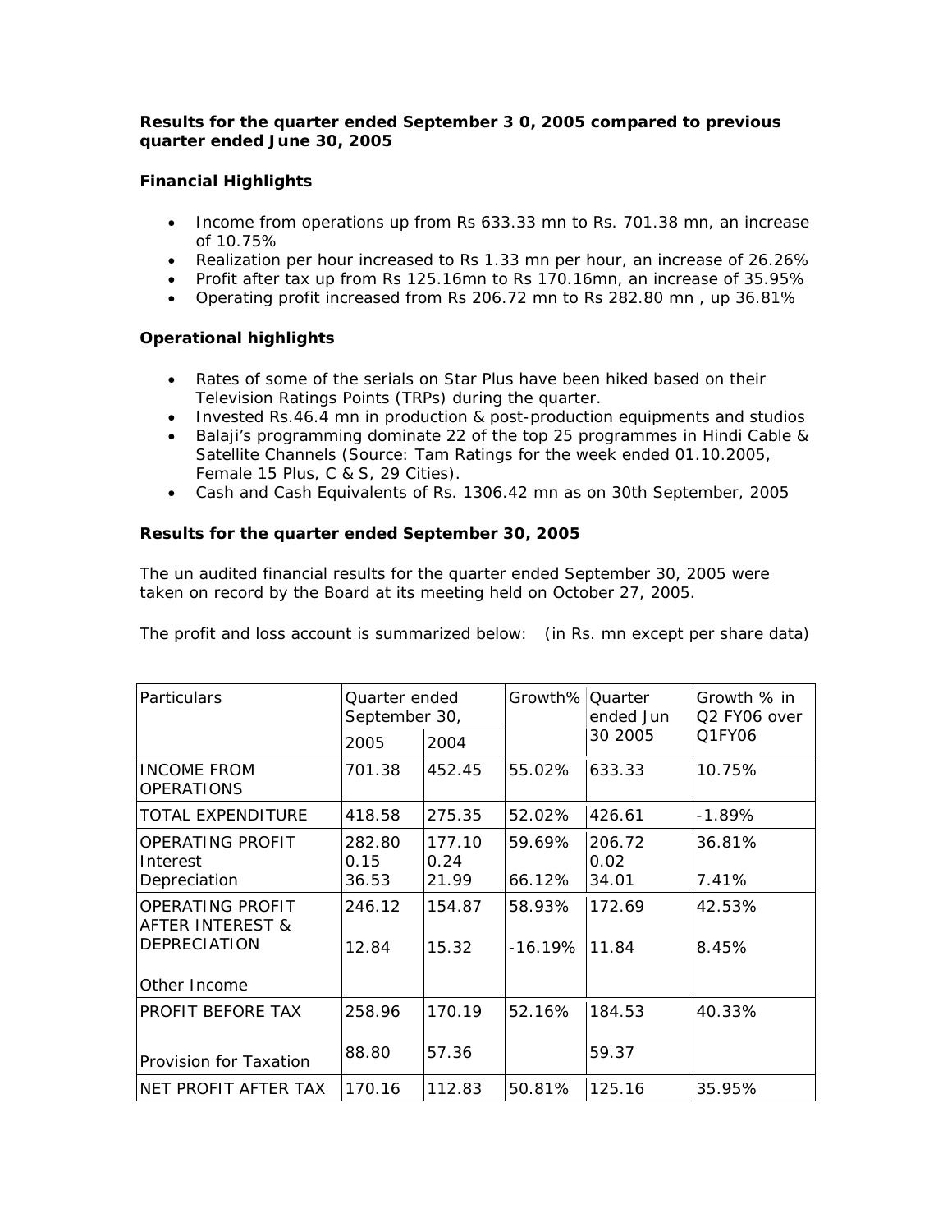**Results for the quarter ended September 3 0, 2005 compared to previous quarter ended June 30, 2005**

**Financial Highlights**

- Income from operations up from Rs 633.33 mn to Rs. 701.38 mn, an increase of 10.75%
- Realization per hour increased to Rs 1.33 mn per hour, an increase of 26.26%
- Profit after tax up from Rs 125.16mn to Rs 170.16mn, an increase of 35.95%
- Operating profit increased from Rs 206.72 mn to Rs 282.80 mn , up 36.81%

**Operational highlights**

- Rates of some of the serials on Star Plus have been hiked based on their Television Ratings Points (TRPs) during the quarter.
- Invested Rs.46.4 mn in production & post-production equipments and studios
- Balaji's programming dominate 22 of the top 25 programmes in Hindi Cable & Satellite Channels (Source: Tam Ratings for the week ended 01.10.2005, Female 15 Plus, C & S, 29 Cities).
- Cash and Cash Equivalents of Rs. 1306.42 mn as on 30th September, 2005

**Results for the quarter ended September 30, 2005**

The un audited financial results for the quarter ended September 30, 2005 were taken on record by the Board at its meeting held on October 27, 2005.

The profit and loss account is summarized below: (in Rs. mn except per share data)

| Particulars | Quarter ended September 30, | | Growth% | Quarter ended Jun 30 2005 | Growth % in Q2 FY06 over Q1FY06 |
|---|---|---|---|---|---|
| | 2005 | 2004 | | | |
| INCOME FROM OPERATIONS | 701.38 | 452.45 | 55.02% | 633.33 | 10.75% |
| TOTAL EXPENDITURE | 418.58 | 275.35 | 52.02% | 426.61 | -1.89% |
| OPERATING PROFIT | 282.80 | 177.10 | 59.69% | 206.72 | 36.81% |
| Interest | 0.15 | 0.24 | | 0.02 | |
| Depreciation | 36.53 | 21.99 | 66.12% | 34.01 | 7.41% |
| OPERATING PROFIT AFTER INTEREST & DEPRECIATION | 246.12 | 154.87 | 58.93% | 172.69 | 42.53% |
| Other Income | 12.84 | 15.32 | -16.19% | 11.84 | 8.45% |
| PROFIT BEFORE TAX | 258.96 | 170.19 | 52.16% | 184.53 | 40.33% |
| Provision for Taxation | 88.80 | 57.36 | | 59.37 | |
| NET PROFIT AFTER TAX | 170.16 | 112.83 | 50.81% | 125.16 | 35.95% |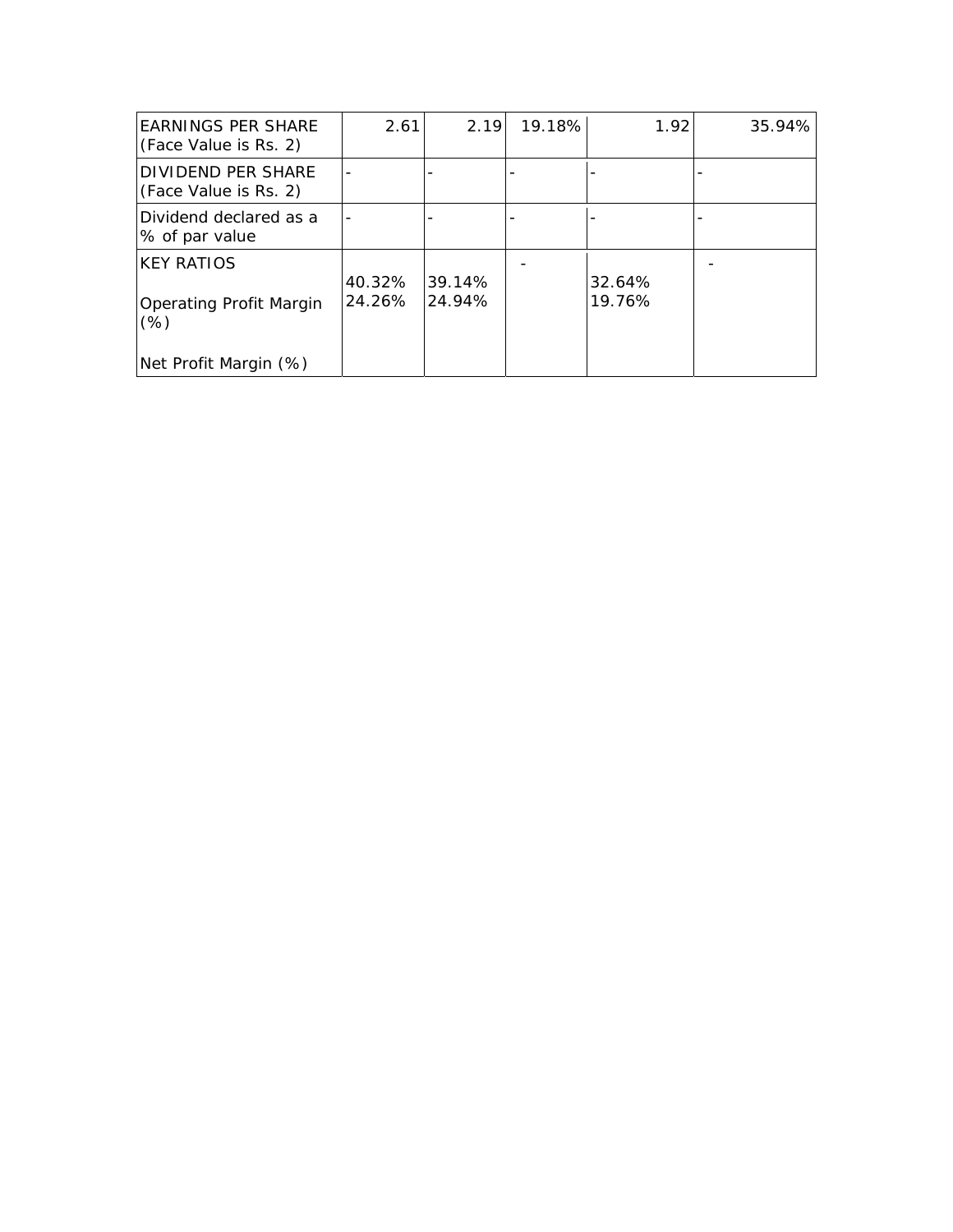| | | | | | |
|---|---|---|---|---|---|
| EARNINGS PER SHARE (Face Value is Rs. 2) | 2.61 | 2.19 | 19.18% | 1.92 | 35.94% |
| DIVIDEND PER SHARE (Face Value is Rs. 2) | - | - | - | - | - |
| Dividend declared as a % of par value | - | - | - | - | - |
| KEY RATIOS | | | - | | - |
| Operating Profit Margin (%) | 40.32% | 39.14% | | 32.64% | |
| Net Profit Margin (%) | 24.26% | 24.94% | | 19.76% | |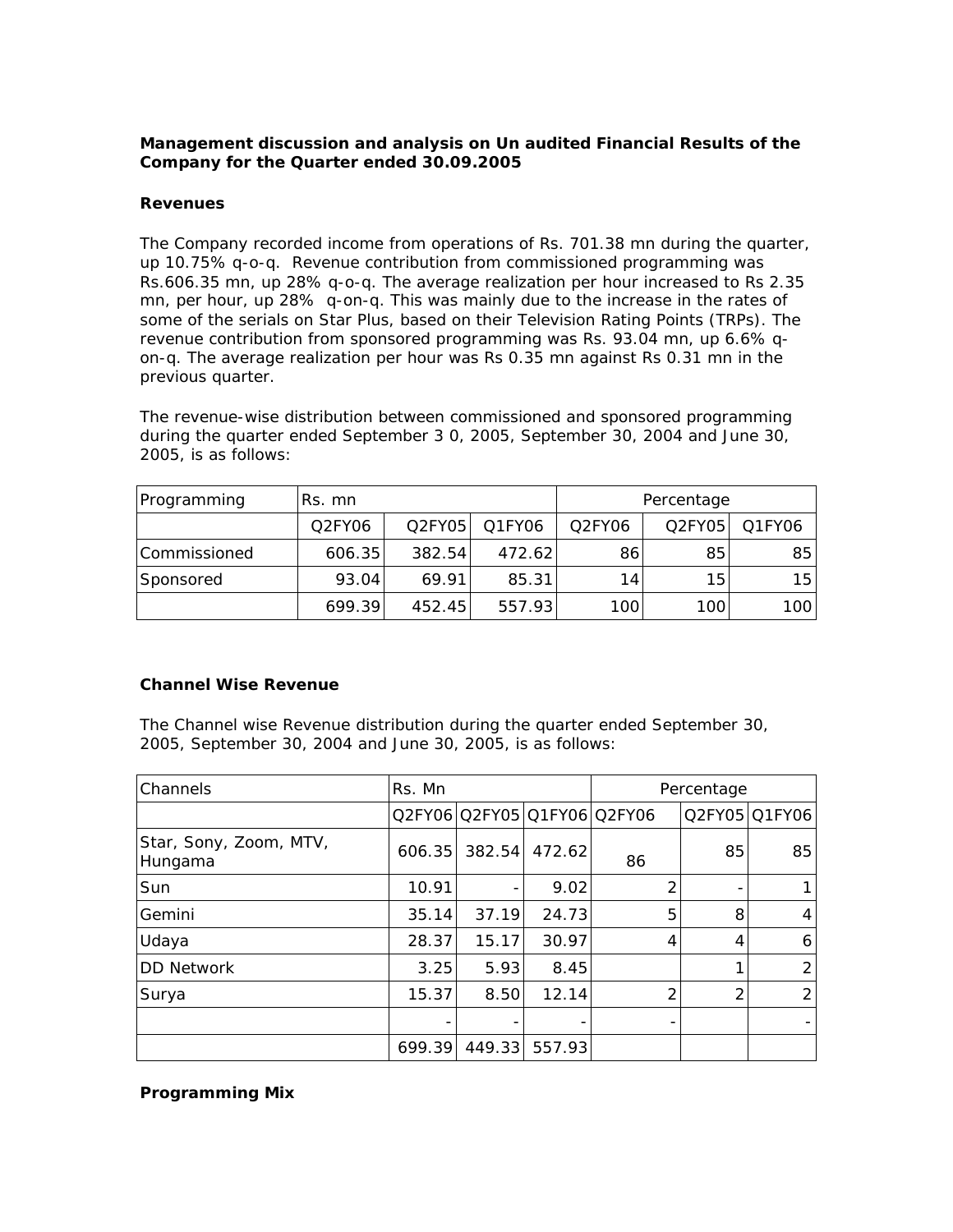**Management discussion and analysis on Un audited Financial Results of the Company for the Quarter ended 30.09.2005**

**Revenues**

The Company recorded income from operations of Rs. 701.38 mn during the quarter, up 10.75% q-o-q. Revenue contribution from commissioned programming was Rs.606.35 mn, up 28% q-o-q. The average realization per hour increased to Rs 2.35 mn, per hour, up 28% q-on-q. This was mainly due to the increase in the rates of some of the serials on Star Plus, based on their Television Rating Points (TRPs). The revenue contribution from sponsored programming was Rs. 93.04 mn, up 6.6% q-on-q. The average realization per hour was Rs 0.35 mn against Rs 0.31 mn in the previous quarter.

The revenue-wise distribution between commissioned and sponsored programming during the quarter ended September 3 0, 2005, September 30, 2004 and June 30, 2005, is as follows:

| Programming | Rs. mn | | | Percentage | | |
|---|---|---|---|---|---|---|
| | Q2FY06 | Q2FY05 | Q1FY06 | Q2FY06 | Q2FY05 | Q1FY06 |
| Commissioned | 606.35 | 382.54 | 472.62 | 86 | 85 | 85 |
| Sponsored | 93.04 | 69.91 | 85.31 | 14 | 15 | 15 |
| | 699.39 | 452.45 | 557.93 | 100 | 100 | 100 |

**Channel Wise Revenue**

The Channel wise Revenue distribution during the quarter ended September 30, 2005, September 30, 2004 and June 30, 2005, is as follows:

| Channels | Rs. Mn | | | Percentage | | |
|---|---|---|---|---|---|---|
| | Q2FY06 | Q2FY05 | Q1FY06 | Q2FY06 | Q2FY05 | Q1FY06 |
| Star, Sony, Zoom, MTV, Hungama | 606.35 | 382.54 | 472.62 | 86 | 85 | 85 |
| Sun | 10.91 | - | 9.02 | 2 | - | 1 |
| Gemini | 35.14 | 37.19 | 24.73 | 5 | 8 | 4 |
| Udaya | 28.37 | 15.17 | 30.97 | 4 | 4 | 6 |
| DD Network | 3.25 | 5.93 | 8.45 | | 1 | 2 |
| Surya | 15.37 | 8.50 | 12.14 | 2 | 2 | 2 |
| | - | - | - | - | | - |
| | 699.39 | 449.33 | 557.93 | | | |

**Programming Mix**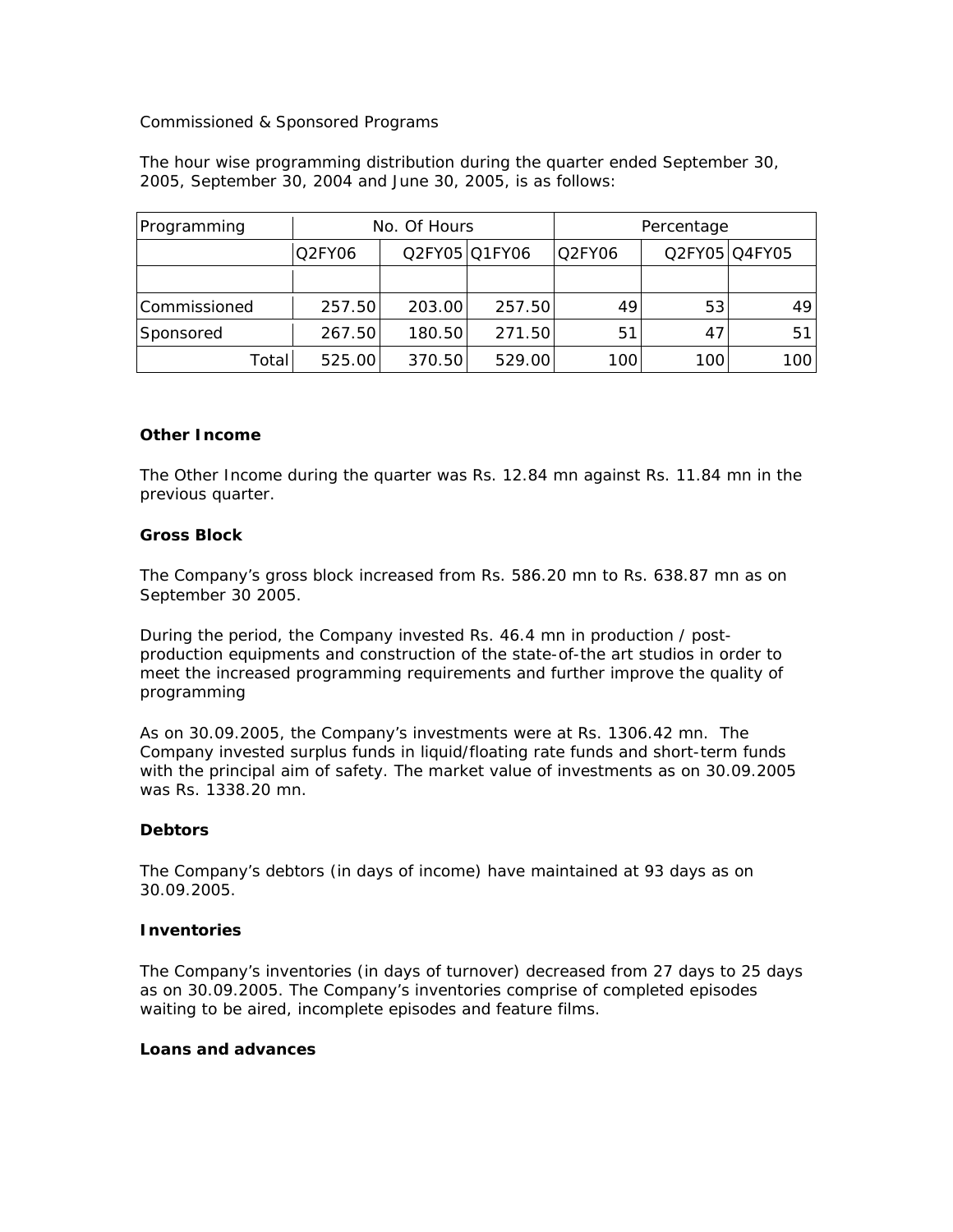Commissioned & Sponsored Programs

The hour wise programming distribution during the quarter ended September 30, 2005, September 30, 2004 and June 30, 2005, is as follows:

| Programming | No. Of Hours | | | Percentage | | |
|---|---|---|---|---|---|---|
| | Q2FY06 | Q2FY05 | Q1FY06 | Q2FY06 | Q2FY05 | Q4FY05 |
| | | | | | | |
| Commissioned | 257.50 | 203.00 | 257.50 | 49 | 53 | 49 |
| Sponsored | 267.50 | 180.50 | 271.50 | 51 | 47 | 51 |
| Total | 525.00 | 370.50 | 529.00 | 100 | 100 | 100 |

**Other Income**

The Other Income during the quarter was Rs. 12.84 mn against Rs. 11.84 mn in the previous quarter.

**Gross Block**

The Company's gross block increased from Rs. 586.20 mn to Rs. 638.87 mn as on September 30 2005.

During the period, the Company invested Rs. 46.4 mn in production / post-production equipments and construction of the state-of-the art studios in order to meet the increased programming requirements and further improve the quality of programming

As on 30.09.2005, the Company's investments were at Rs. 1306.42 mn. The Company invested surplus funds in liquid/floating rate funds and short-term funds with the principal aim of safety. The market value of investments as on 30.09.2005 was Rs. 1338.20 mn.

**Debtors**

The Company's debtors (in days of income) have maintained at 93 days as on 30.09.2005.

**Inventories**

The Company's inventories (in days of turnover) decreased from 27 days to 25 days as on 30.09.2005. The Company's inventories comprise of completed episodes waiting to be aired, incomplete episodes and feature films.

**Loans and advances**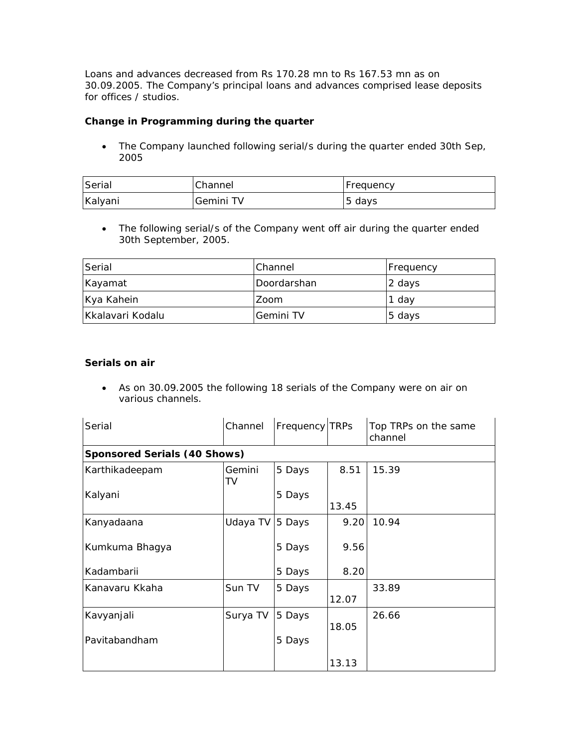Loans and advances decreased from Rs 170.28 mn to Rs 167.53 mn as on 30.09.2005. The Company's principal loans and advances comprised lease deposits for offices / studios.

**Change in Programming during the quarter**

- The Company launched following serial/s during the quarter ended 30th Sep, 2005

| Serial | Channel | Frequency |
|---|---|---|
| Kalyani | Gemini TV | 5 days |

- The following serial/s of the Company went off air during the quarter ended 30th September, 2005.

| Serial | Channel | Frequency |
|---|---|---|
| Kayamat | Doordarshan | 2 days |
| Kya Kahein | Zoom | 1 day |
| Kkalavari Kodalu | Gemini TV | 5 days |

**Serials on air**

- As on 30.09.2005 the following 18 serials of the Company were on air on various channels.

| Serial | Channel | Frequency | TRPs | Top TRPs on the same channel |
|---|---|---|---|---|
| **Sponsored Serials (40 Shows)** | | | | |
| Karthikadeepam | Gemini TV | 5 Days | 8.51 | 15.39 |
| Kalyani | | 5 Days | 13.45 | |
| Kanyadaana | Udaya TV | 5 Days | 9.20 | 10.94 |
| Kumkuma Bhagya | | 5 Days | 9.56 | |
| Kadambarii | | 5 Days | 8.20 | |
| Kanavaru Kkaha | Sun TV | 5 Days | 12.07 | 33.89 |
| Kavyanjali | Surya TV | 5 Days | 18.05 | 26.66 |
| Pavitabandham | | 5 Days | 13.13 | |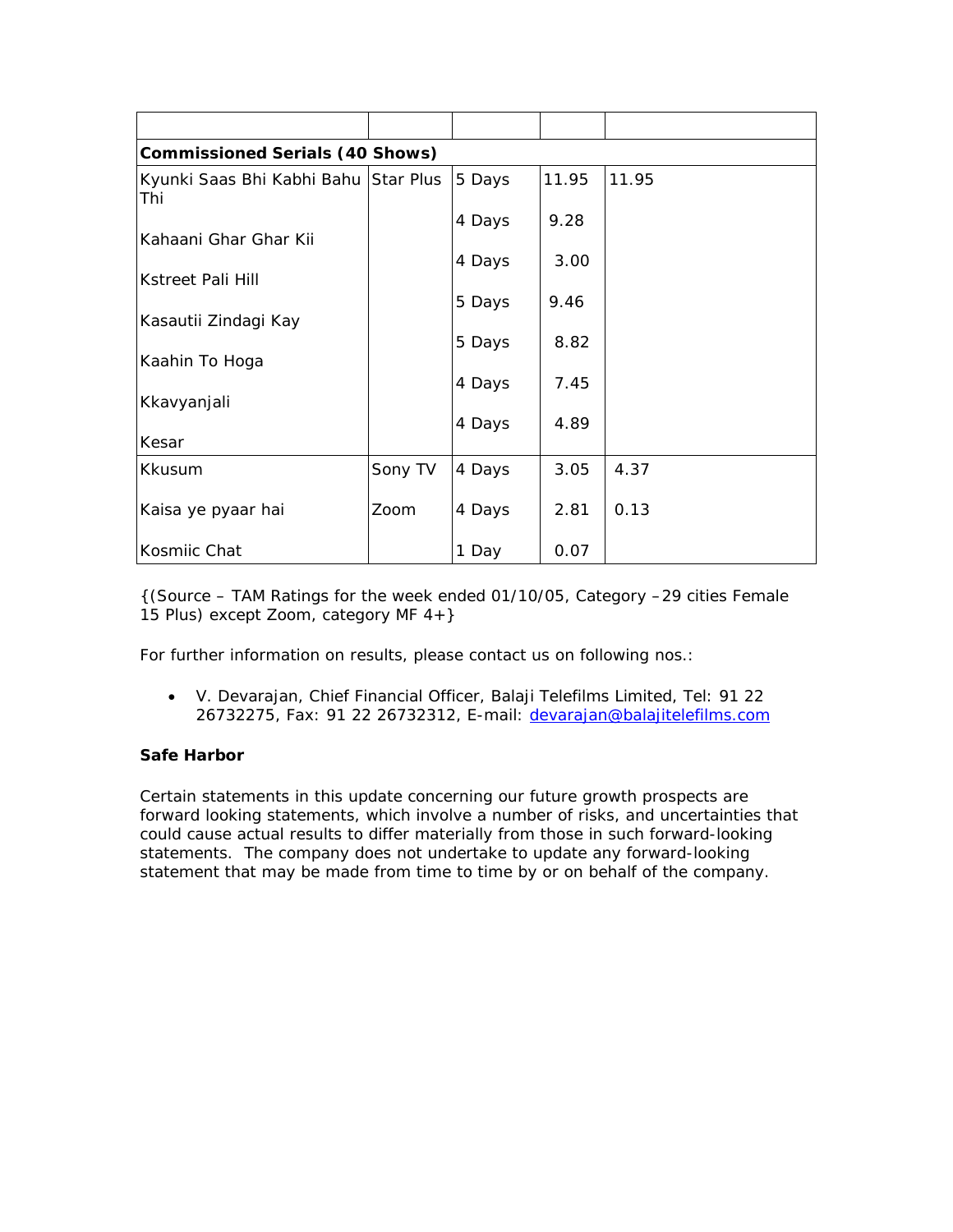| | | | | |
|---|---|---|---|---|
| **Commissioned Serials (40 Shows)** | | | | |
| Kyunki Saas Bhi Kabhi Bahu Thi | Star Plus | 5 Days | 11.95 | 11.95 |
| Kahaani Ghar Ghar Kii | | 4 Days | 9.28 | |
| Kstreet Pali Hill | | 4 Days | 3.00 | |
| Kasautii Zindagi Kay | | 5 Days | 9.46 | |
| Kaahin To Hoga | | 5 Days | 8.82 | |
| Kkavyanjali | | 4 Days | 7.45 | |
| Kesar | | 4 Days | 4.89 | |
| Kkusum | Sony TV | 4 Days | 3.05 | 4.37 |
| Kaisa ye pyaar hai | Zoom | 4 Days | 2.81 | 0.13 |
| Kosmiic Chat | | 1 Day | 0.07 | |

{(Source – TAM Ratings for the week ended 01/10/05, Category –29 cities Female 15 Plus) except Zoom, category MF 4+}

For further information on results, please contact us on following nos.:

- V. Devarajan, Chief Financial Officer, Balaji Telefilms Limited, Tel: 91 22 26732275, Fax: 91 22 26732312, E-mail: devarajan@balajitelefilms.com

**Safe Harbor**

Certain statements in this update concerning our future growth prospects are forward looking statements, which involve a number of risks, and uncertainties that could cause actual results to differ materially from those in such forward-looking statements. The company does not undertake to update any forward-looking statement that may be made from time to time by or on behalf of the company.